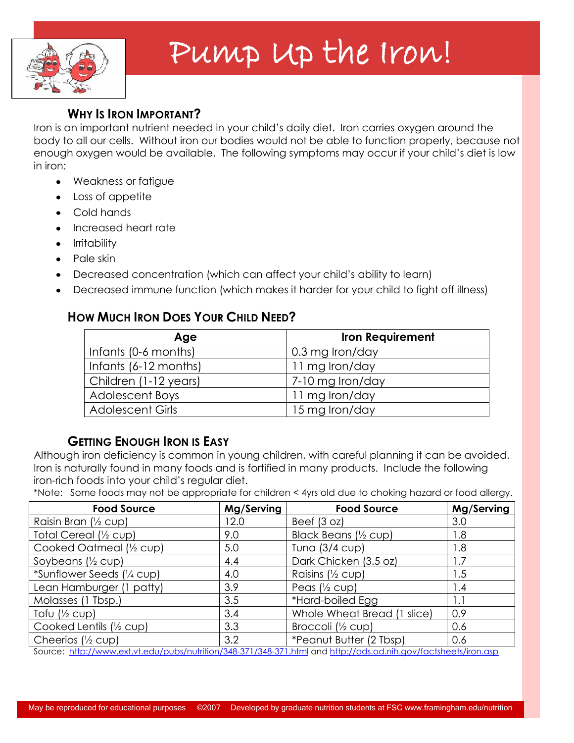# Pump Up the Iron!

## Why Is Iron Important?

Iron is an important nutrient needed in your child's daily diet. Iron carries oxygen around the body to all our cells. Without iron our bodies would not be able to function properly, because not enough oxygen would be available. The following symptoms may occur if your child's diet is low in iron:

- Weakness or fatigue
- Loss of appetite
- Cold hands
- Increased heart rate
- Irritability
- Pale skin
- Decreased concentration (which can affect your child's ability to learn)
- Decreased immune function (which makes it harder for your child to fight off illness)

## How Much Iron Does Your Child Need?

| Age | Iron Requirement |
|---|---|
| Infants (0-6 months) | 0.3 mg Iron/day |
| Infants (6-12 months) | 11 mg Iron/day |
| Children (1-12 years) | 7-10 mg Iron/day |
| Adolescent Boys | 11 mg Iron/day |
| Adolescent Girls | 15 mg Iron/day |

## Getting Enough Iron is Easy

Although iron deficiency is common in young children, with careful planning it can be avoided. Iron is naturally found in many foods and is fortified in many products. Include the following iron-rich foods into your child's regular diet.

*Note: Some foods may not be appropriate for children < 4yrs old due to choking hazard or food allergy.

| Food Source | Mg/Serving | Food Source | Mg/Serving |
|---|---|---|---|
| Raisin Bran (½ cup) | 12.0 | Beef (3 oz) | 3.0 |
| Total Cereal (½ cup) | 9.0 | Black Beans (½ cup) | 1.8 |
| Cooked Oatmeal (½ cup) | 5.0 | Tuna (3/4 cup) | 1.8 |
| Soybeans (½ cup) | 4.4 | Dark Chicken (3.5 oz) | 1.7 |
| *Sunflower Seeds (¼ cup) | 4.0 | Raisins (½ cup) | 1.5 |
| Lean Hamburger (1 patty) | 3.9 | Peas (½ cup) | 1.4 |
| Molasses (1 Tbsp.) | 3.5 | *Hard-boiled Egg | 1.1 |
| Tofu (½ cup) | 3.4 | Whole Wheat Bread (1 slice) | 0.9 |
| Cooked Lentils (½ cup) | 3.3 | Broccoli (½ cup) | 0.6 |
| Cheerios (½ cup) | 3.2 | *Peanut Butter (2 Tbsp) | 0.6 |

Source: http://www.ext.vt.edu/pubs/nutrition/348-371/348-371.html and http://ods.od.nih.gov/factsheets/iron.asp

May be reproduced for educational purposes ©2007 Developed by graduate nutrition students at FSC www.framingham.edu/nutrition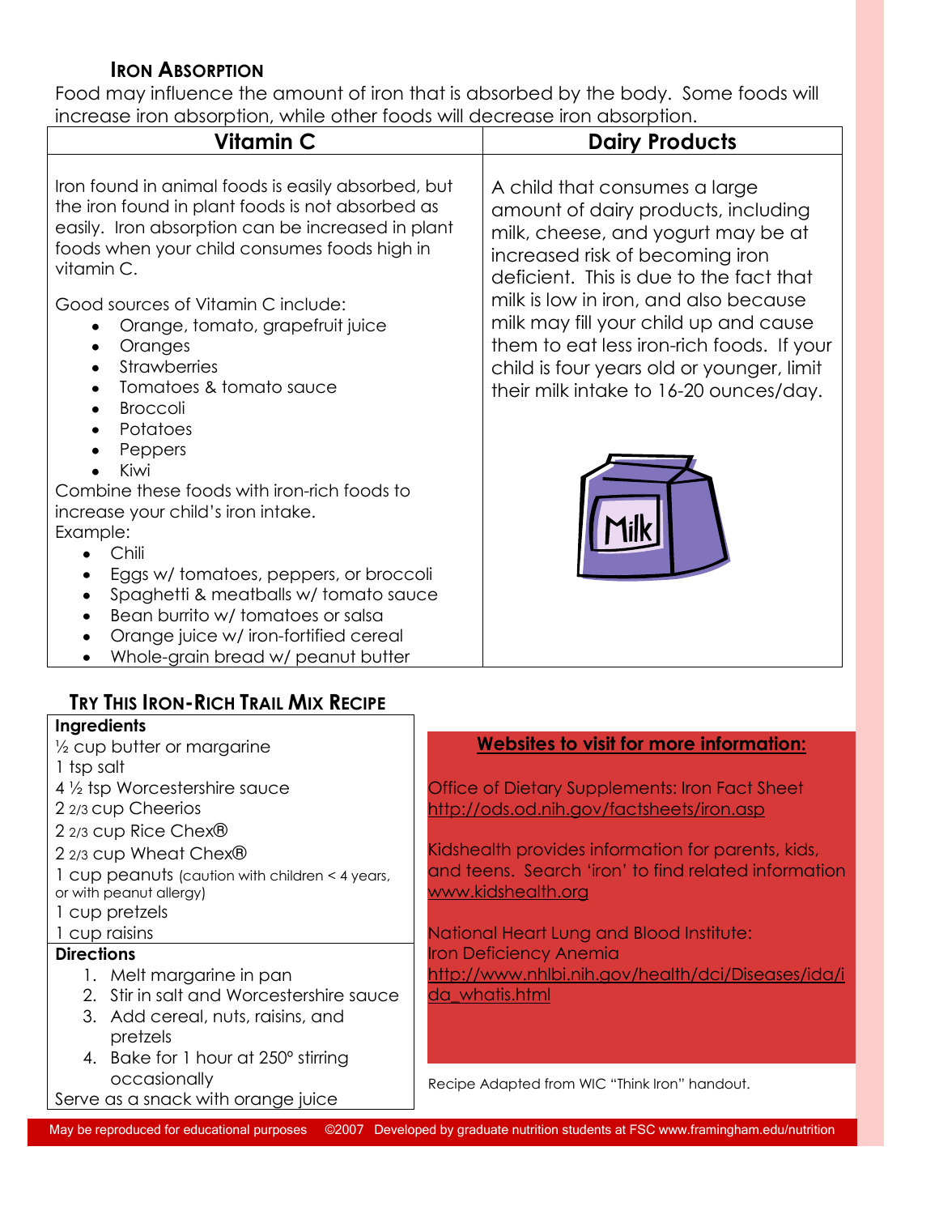## Iron Absorption

Food may influence the amount of iron that is absorbed by the body. Some foods will increase iron absorption, while other foods will decrease iron absorption.

### Vitamin C

Iron found in animal foods is easily absorbed, but the iron found in plant foods is not absorbed as easily. Iron absorption can be increased in plant foods when your child consumes foods high in vitamin C.

Good sources of Vitamin C include:

- Orange, tomato, grapefruit juice
- Oranges
- Strawberries
- Tomatoes & tomato sauce
- Broccoli
- Potatoes
- Peppers
- Kiwi

Combine these foods with iron-rich foods to increase your child's iron intake.

Example:

- Chili
- Eggs w/ tomatoes, peppers, or broccoli
- Spaghetti & meatballs w/ tomato sauce
- Bean burrito w/ tomatoes or salsa
- Orange juice w/ iron-fortified cereal
- Whole-grain bread w/ peanut butter

### Dairy Products

A child that consumes a large amount of dairy products, including milk, cheese, and yogurt may be at increased risk of becoming iron deficient. This is due to the fact that milk is low in iron, and also because milk may fill your child up and cause them to eat less iron-rich foods. If your child is four years old or younger, limit their milk intake to 16-20 ounces/day.

## Try This Iron-Rich Trail Mix Recipe

**Ingredients**

½ cup butter or margarine
1 tsp salt
4 ½ tsp Worcestershire sauce
2 2/3 cup Cheerios
2 2/3 cup Rice Chex®
2 2/3 cup Wheat Chex®
1 cup peanuts (caution with children < 4 years, or with peanut allergy)
1 cup pretzels
1 cup raisins

**Directions**

1. Melt margarine in pan
2. Stir in salt and Worcestershire sauce
3. Add cereal, nuts, raisins, and pretzels
4. Bake for 1 hour at 250° stirring occasionally

Serve as a snack with orange juice

**Websites to visit for more information:**

Office of Dietary Supplements: Iron Fact Sheet
http://ods.od.nih.gov/factsheets/iron.asp

Kidshealth provides information for parents, kids, and teens. Search 'iron' to find related information
www.kidshealth.org

National Heart Lung and Blood Institute: Iron Deficiency Anemia
http://www.nhlbi.nih.gov/health/dci/Diseases/ida/ida_whatis.html

Recipe Adapted from WIC "Think Iron" handout.

May be reproduced for educational purposes ©2007 Developed by graduate nutrition students at FSC www.framingham.edu/nutrition